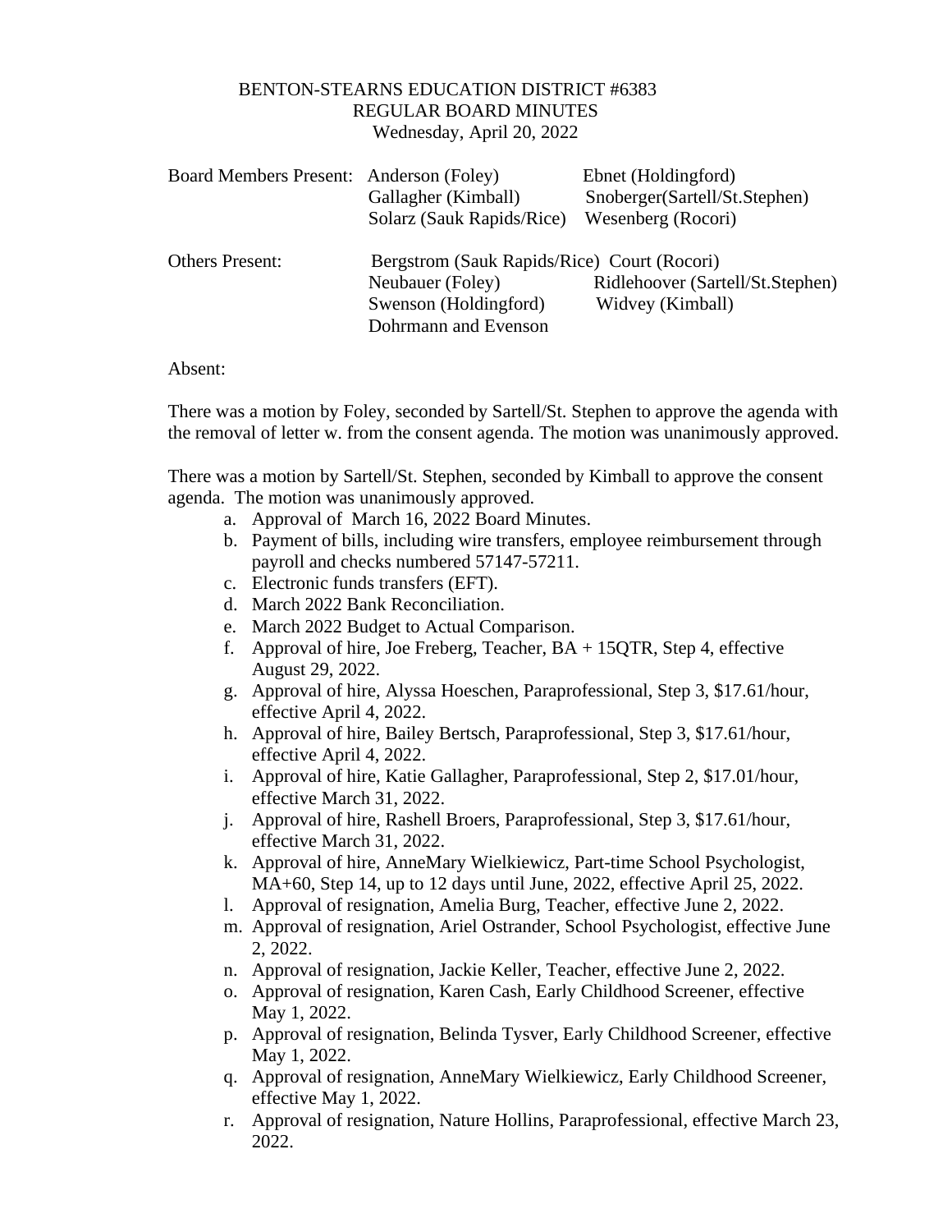BENTON-STEARNS EDUCATION DISTRICT #6383
REGULAR BOARD MINUTES
Wednesday, April 20, 2022

| | | |
|---|---|---|
| Board Members Present: | Anderson (Foley) | Ebnet (Holdingford) |
| | Gallagher (Kimball) | Snoberger(Sartell/St.Stephen) |
| | Solarz (Sauk Rapids/Rice) | Wesenberg (Rocori) |
| Others Present: | Bergstrom (Sauk Rapids/Rice) | Court (Rocori) |
| | Neubauer (Foley) | Ridlehoover (Sartell/St.Stephen) |
| | Swenson (Holdingford) | Widvey (Kimball) |
| | Dohrmann and Evenson | |

Absent:

There was a motion by Foley, seconded by Sartell/St. Stephen to approve the agenda with the removal of letter w. from the consent agenda. The motion was unanimously approved.

There was a motion by Sartell/St. Stephen, seconded by Kimball to approve the consent agenda. The motion was unanimously approved.

a. Approval of March 16, 2022 Board Minutes.
b. Payment of bills, including wire transfers, employee reimbursement through payroll and checks numbered 57147-57211.
c. Electronic funds transfers (EFT).
d. March 2022 Bank Reconciliation.
e. March 2022 Budget to Actual Comparison.
f. Approval of hire, Joe Freberg, Teacher, BA + 15QTR, Step 4, effective August 29, 2022.
g. Approval of hire, Alyssa Hoeschen, Paraprofessional, Step 3, $17.61/hour, effective April 4, 2022.
h. Approval of hire, Bailey Bertsch, Paraprofessional, Step 3, $17.61/hour, effective April 4, 2022.
i. Approval of hire, Katie Gallagher, Paraprofessional, Step 2, $17.01/hour, effective March 31, 2022.
j. Approval of hire, Rashell Broers, Paraprofessional, Step 3, $17.61/hour, effective March 31, 2022.
k. Approval of hire, AnneMary Wielkiewicz, Part-time School Psychologist, MA+60, Step 14, up to 12 days until June, 2022, effective April 25, 2022.
l. Approval of resignation, Amelia Burg, Teacher, effective June 2, 2022.
m. Approval of resignation, Ariel Ostrander, School Psychologist, effective June 2, 2022.
n. Approval of resignation, Jackie Keller, Teacher, effective June 2, 2022.
o. Approval of resignation, Karen Cash, Early Childhood Screener, effective May 1, 2022.
p. Approval of resignation, Belinda Tysver, Early Childhood Screener, effective May 1, 2022.
q. Approval of resignation, AnneMary Wielkiewicz, Early Childhood Screener, effective May 1, 2022.
r. Approval of resignation, Nature Hollins, Paraprofessional, effective March 23, 2022.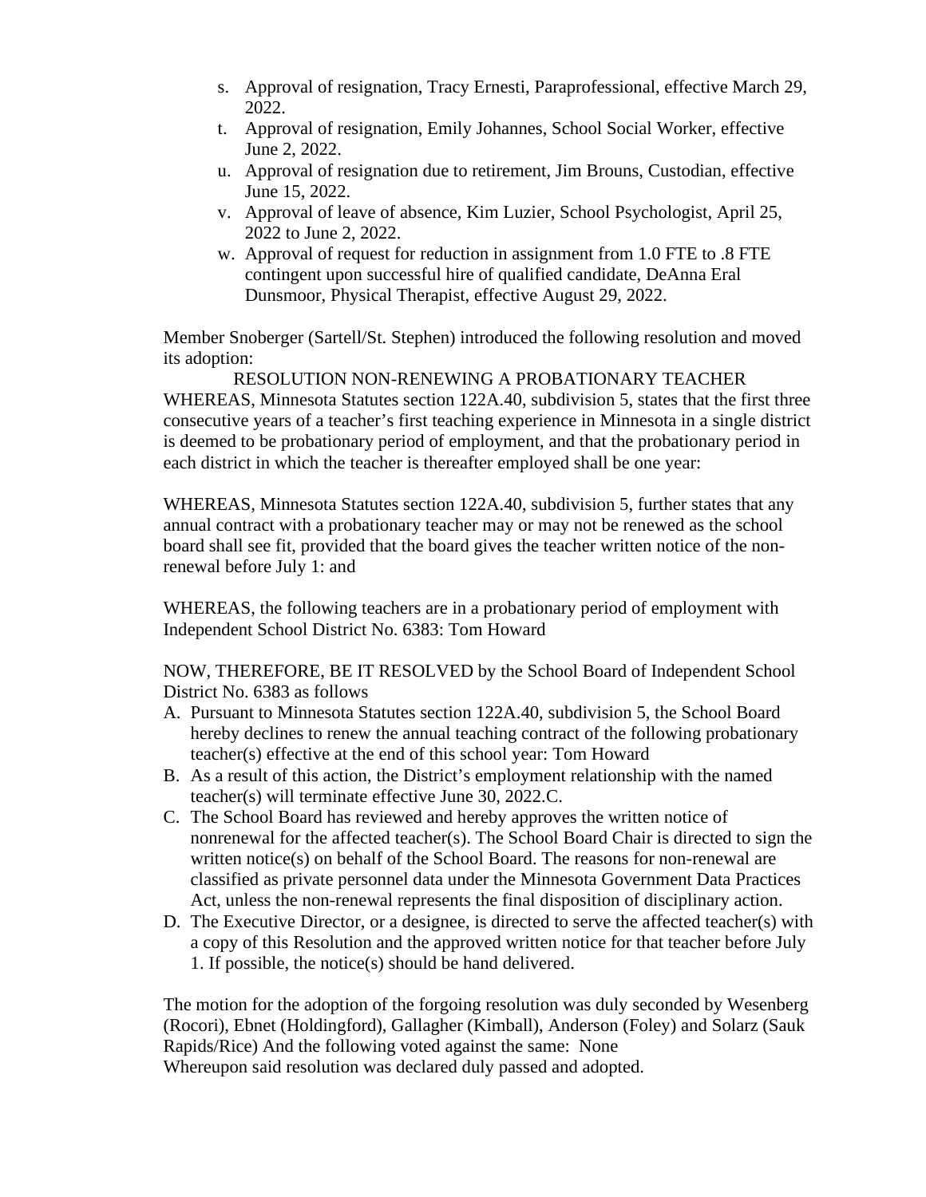s. Approval of resignation, Tracy Ernesti, Paraprofessional, effective March 29, 2022.
t. Approval of resignation, Emily Johannes, School Social Worker, effective June 2, 2022.
u. Approval of resignation due to retirement, Jim Brouns, Custodian, effective June 15, 2022.
v. Approval of leave of absence, Kim Luzier, School Psychologist, April 25, 2022 to June 2, 2022.
w. Approval of request for reduction in assignment from 1.0 FTE to .8 FTE contingent upon successful hire of qualified candidate, DeAnna Eral Dunsmoor, Physical Therapist, effective August 29, 2022.

Member Snoberger (Sartell/St. Stephen) introduced the following resolution and moved its adoption:

RESOLUTION NON-RENEWING A PROBATIONARY TEACHER

WHEREAS, Minnesota Statutes section 122A.40, subdivision 5, states that the first three consecutive years of a teacher's first teaching experience in Minnesota in a single district is deemed to be probationary period of employment, and that the probationary period in each district in which the teacher is thereafter employed shall be one year:

WHEREAS, Minnesota Statutes section 122A.40, subdivision 5, further states that any annual contract with a probationary teacher may or may not be renewed as the school board shall see fit, provided that the board gives the teacher written notice of the non-renewal before July 1: and

WHEREAS, the following teachers are in a probationary period of employment with Independent School District No. 6383: Tom Howard

NOW, THEREFORE, BE IT RESOLVED by the School Board of Independent School District No. 6383 as follows

A. Pursuant to Minnesota Statutes section 122A.40, subdivision 5, the School Board hereby declines to renew the annual teaching contract of the following probationary teacher(s) effective at the end of this school year: Tom Howard
B. As a result of this action, the District's employment relationship with the named teacher(s) will terminate effective June 30, 2022.C.
C. The School Board has reviewed and hereby approves the written notice of nonrenewal for the affected teacher(s). The School Board Chair is directed to sign the written notice(s) on behalf of the School Board. The reasons for non-renewal are classified as private personnel data under the Minnesota Government Data Practices Act, unless the non-renewal represents the final disposition of disciplinary action.
D. The Executive Director, or a designee, is directed to serve the affected teacher(s) with a copy of this Resolution and the approved written notice for that teacher before July 1. If possible, the notice(s) should be hand delivered.

The motion for the adoption of the forgoing resolution was duly seconded by Wesenberg (Rocori), Ebnet (Holdingford), Gallagher (Kimball), Anderson (Foley) and Solarz (Sauk Rapids/Rice) And the following voted against the same: None

Whereupon said resolution was declared duly passed and adopted.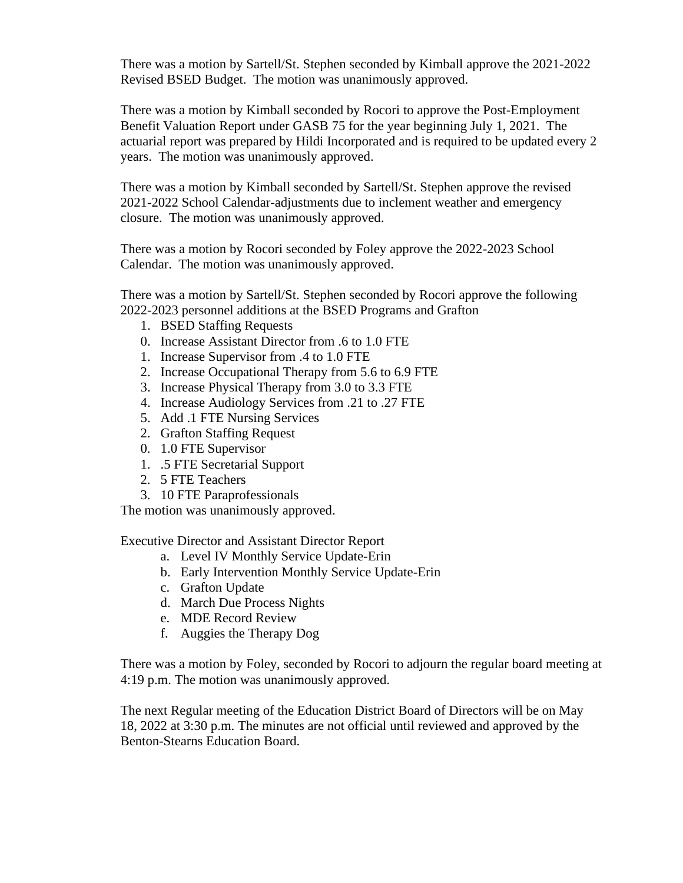There was a motion by Sartell/St. Stephen seconded by Kimball approve the 2021-2022 Revised BSED Budget. The motion was unanimously approved.

There was a motion by Kimball seconded by Rocori to approve the Post-Employment Benefit Valuation Report under GASB 75 for the year beginning July 1, 2021. The actuarial report was prepared by Hildi Incorporated and is required to be updated every 2 years. The motion was unanimously approved.

There was a motion by Kimball seconded by Sartell/St. Stephen approve the revised 2021-2022 School Calendar-adjustments due to inclement weather and emergency closure. The motion was unanimously approved.

There was a motion by Rocori seconded by Foley approve the 2022-2023 School Calendar. The motion was unanimously approved.

There was a motion by Sartell/St. Stephen seconded by Rocori approve the following 2022-2023 personnel additions at the BSED Programs and Grafton

1. BSED Staffing Requests
0. Increase Assistant Director from .6 to 1.0 FTE
1. Increase Supervisor from .4 to 1.0 FTE
2. Increase Occupational Therapy from 5.6 to 6.9 FTE
3. Increase Physical Therapy from 3.0 to 3.3 FTE
4. Increase Audiology Services from .21 to .27 FTE
5. Add .1 FTE Nursing Services
2. Grafton Staffing Request
0. 1.0 FTE Supervisor
1. .5 FTE Secretarial Support
2. 5 FTE Teachers
3. 10 FTE Paraprofessionals

The motion was unanimously approved.

Executive Director and Assistant Director Report

a. Level IV Monthly Service Update-Erin
b. Early Intervention Monthly Service Update-Erin
c. Grafton Update
d. March Due Process Nights
e. MDE Record Review
f. Auggies the Therapy Dog

There was a motion by Foley, seconded by Rocori to adjourn the regular board meeting at 4:19 p.m. The motion was unanimously approved.

The next Regular meeting of the Education District Board of Directors will be on May 18, 2022 at 3:30 p.m. The minutes are not official until reviewed and approved by the Benton-Stearns Education Board.